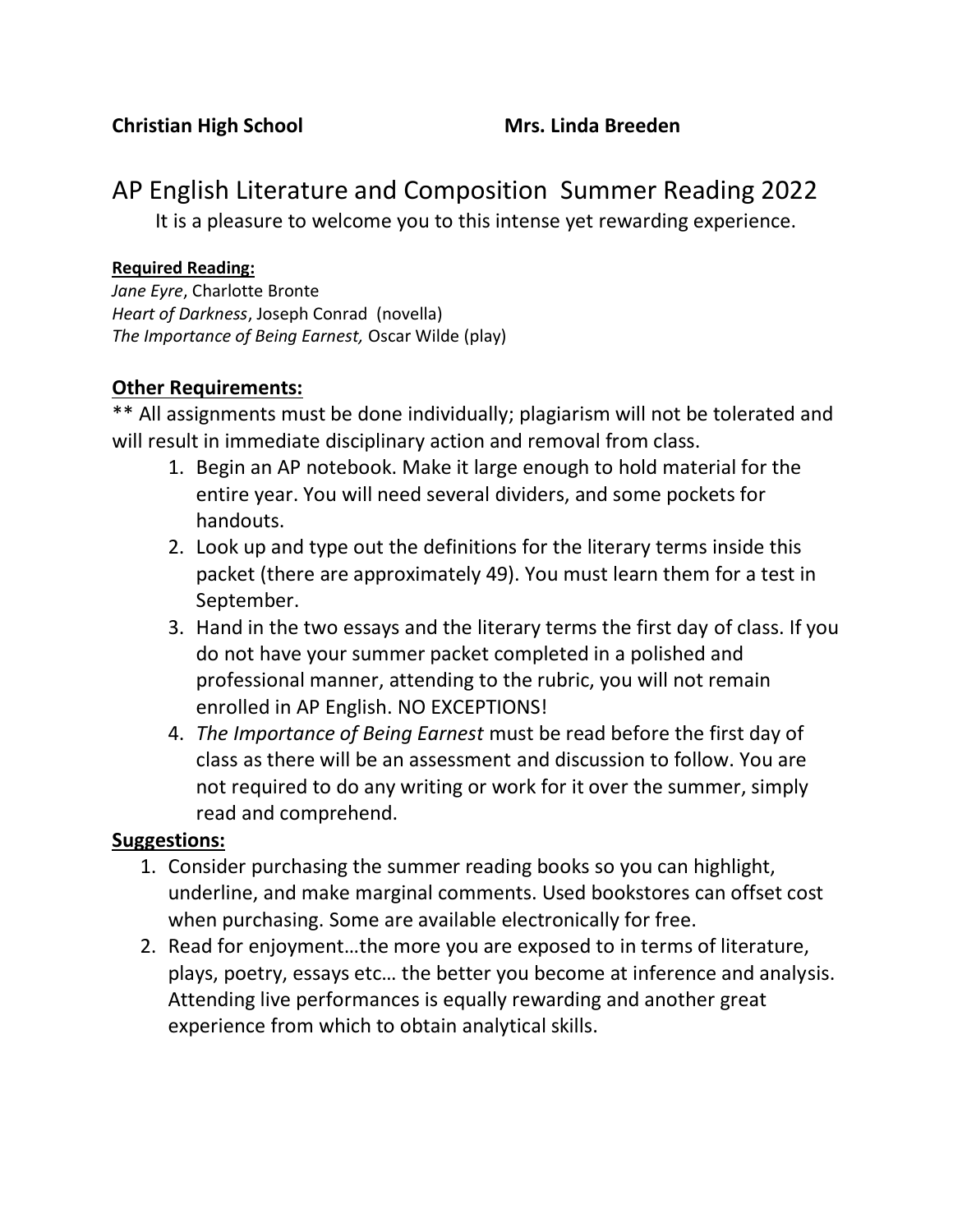**Christian High School** **Mrs. Linda Breeden**

# AP English Literature and Composition Summer Reading 2022

It is a pleasure to welcome you to this intense yet rewarding experience.

**Required Reading:**

*Jane Eyre*, Charlotte Bronte
*Heart of Darkness*, Joseph Conrad (novella)
*The Importance of Being Earnest,* Oscar Wilde (play)

## Other Requirements:

** All assignments must be done individually; plagiarism will not be tolerated and will result in immediate disciplinary action and removal from class.

1. Begin an AP notebook. Make it large enough to hold material for the entire year. You will need several dividers, and some pockets for handouts.
2. Look up and type out the definitions for the literary terms inside this packet (there are approximately 49). You must learn them for a test in September.
3. Hand in the two essays and the literary terms the first day of class. If you do not have your summer packet completed in a polished and professional manner, attending to the rubric, you will not remain enrolled in AP English. NO EXCEPTIONS!
4. *The Importance of Being Earnest* must be read before the first day of class as there will be an assessment and discussion to follow. You are not required to do any writing or work for it over the summer, simply read and comprehend.

## Suggestions:

1. Consider purchasing the summer reading books so you can highlight, underline, and make marginal comments. Used bookstores can offset cost when purchasing. Some are available electronically for free.
2. Read for enjoyment…the more you are exposed to in terms of literature, plays, poetry, essays etc… the better you become at inference and analysis. Attending live performances is equally rewarding and another great experience from which to obtain analytical skills.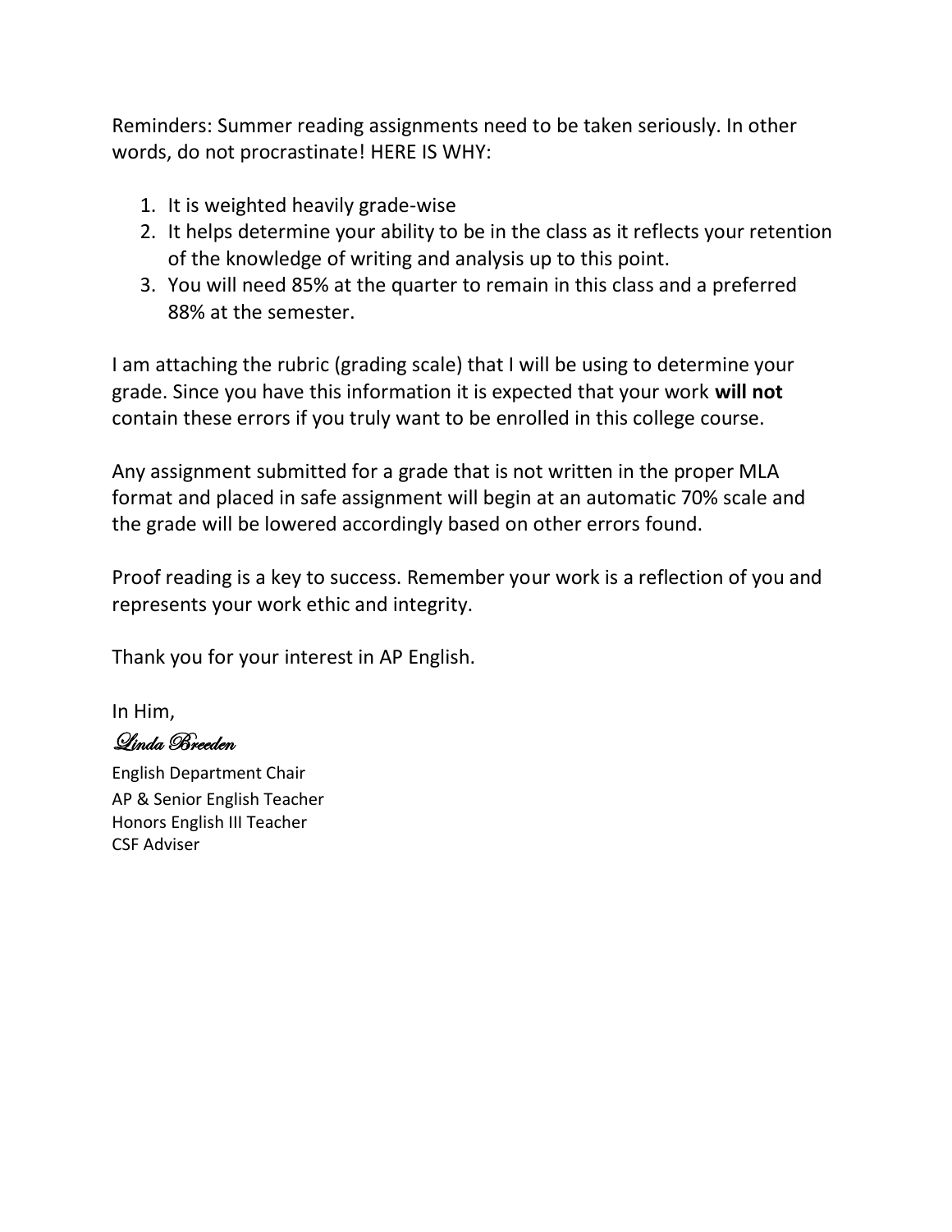Reminders: Summer reading assignments need to be taken seriously. In other words, do not procrastinate! HERE IS WHY:

1. It is weighted heavily grade-wise
2. It helps determine your ability to be in the class as it reflects your retention of the knowledge of writing and analysis up to this point.
3. You will need 85% at the quarter to remain in this class and a preferred 88% at the semester.

I am attaching the rubric (grading scale) that I will be using to determine your grade. Since you have this information it is expected that your work **will not** contain these errors if you truly want to be enrolled in this college course.

Any assignment submitted for a grade that is not written in the proper MLA format and placed in safe assignment will begin at an automatic 70% scale and the grade will be lowered accordingly based on other errors found.

Proof reading is a key to success. Remember your work is a reflection of you and represents your work ethic and integrity.

Thank you for your interest in AP English.

In Him,

*Linda Breeden*

English Department Chair
AP & Senior English Teacher
Honors English III Teacher
CSF Adviser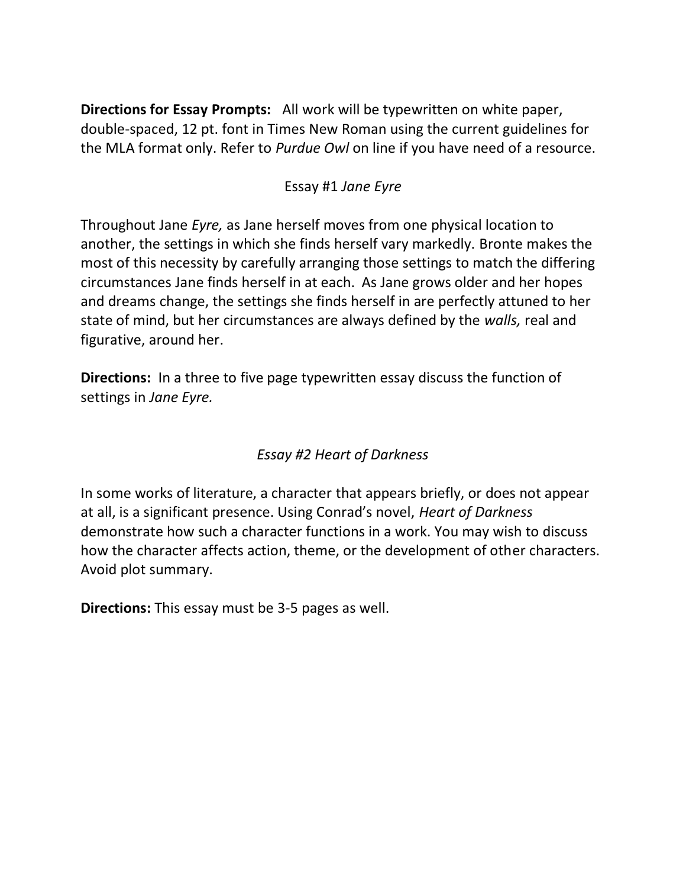**Directions for Essay Prompts:** All work will be typewritten on white paper, double-spaced, 12 pt. font in Times New Roman using the current guidelines for the MLA format only. Refer to *Purdue Owl* on line if you have need of a resource.

## Essay #1 *Jane Eyre*

Throughout Jane *Eyre,* as Jane herself moves from one physical location to another, the settings in which she finds herself vary markedly. Bronte makes the most of this necessity by carefully arranging those settings to match the differing circumstances Jane finds herself in at each. As Jane grows older and her hopes and dreams change, the settings she finds herself in are perfectly attuned to her state of mind, but her circumstances are always defined by the *walls,* real and figurative, around her.

**Directions:** In a three to five page typewritten essay discuss the function of settings in *Jane Eyre.*

## *Essay #2 Heart of Darkness*

In some works of literature, a character that appears briefly, or does not appear at all, is a significant presence. Using Conrad's novel, *Heart of Darkness* demonstrate how such a character functions in a work. You may wish to discuss how the character affects action, theme, or the development of other characters. Avoid plot summary.

**Directions:** This essay must be 3-5 pages as well.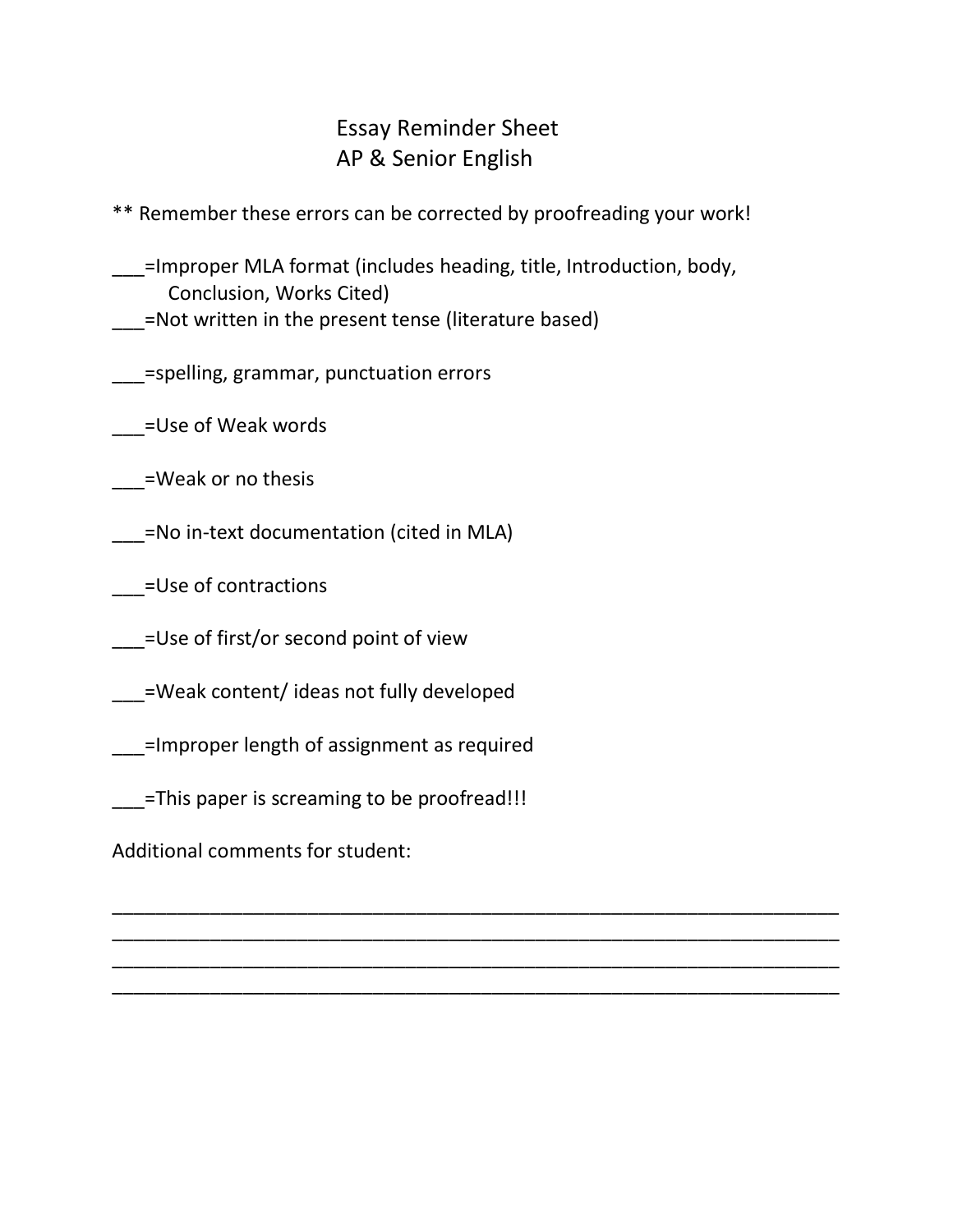# Essay Reminder Sheet
## AP & Senior English

** Remember these errors can be corrected by proofreading your work!

___=Improper MLA format (includes heading, title, Introduction, body, Conclusion, Works Cited)

___=Not written in the present tense (literature based)

___=spelling, grammar, punctuation errors

___=Use of Weak words

___=Weak or no thesis

___=No in-text documentation (cited in MLA)

___=Use of contractions

___=Use of first/or second point of view

___=Weak content/ ideas not fully developed

___=Improper length of assignment as required

___=This paper is screaming to be proofread!!!

Additional comments for student:

_______________________________________________________________________

_______________________________________________________________________

_______________________________________________________________________

_______________________________________________________________________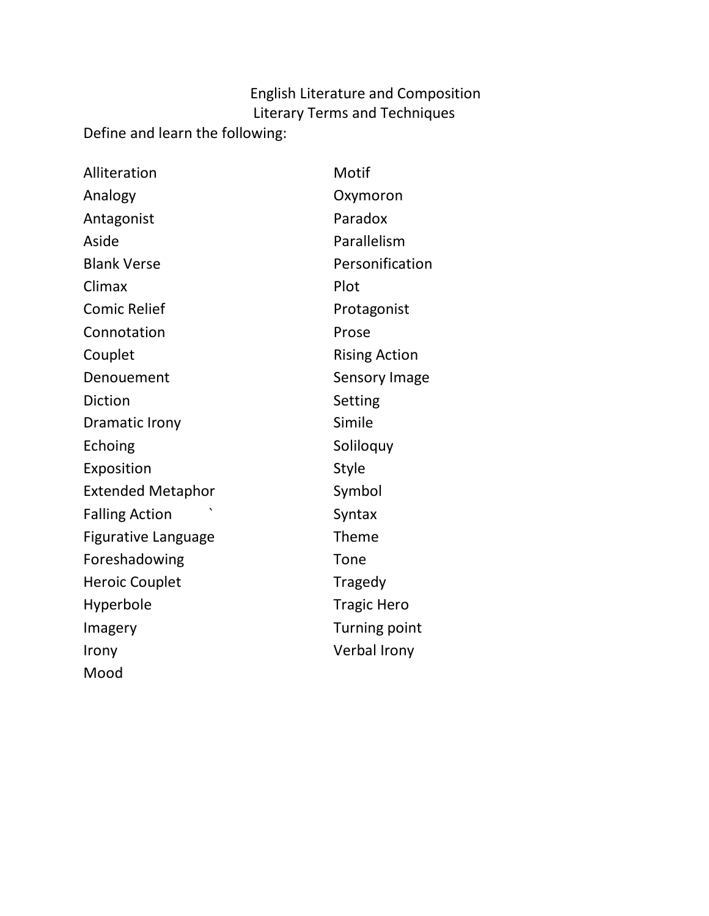English Literature and Composition

Literary Terms and Techniques

Define and learn the following:

Alliteration
Analogy
Antagonist
Aside
Blank Verse
Climax
Comic Relief
Connotation
Couplet
Denouement
Diction
Dramatic Irony
Echoing
Exposition
Extended Metaphor
Falling Action `
Figurative Language
Foreshadowing
Heroic Couplet
Hyperbole
Imagery
Irony
Mood
Motif
Oxymoron
Paradox
Parallelism
Personification
Plot
Protagonist
Prose
Rising Action
Sensory Image
Setting
Simile
Soliloquy
Style
Symbol
Syntax
Theme
Tone
Tragedy
Tragic Hero
Turning point
Verbal Irony